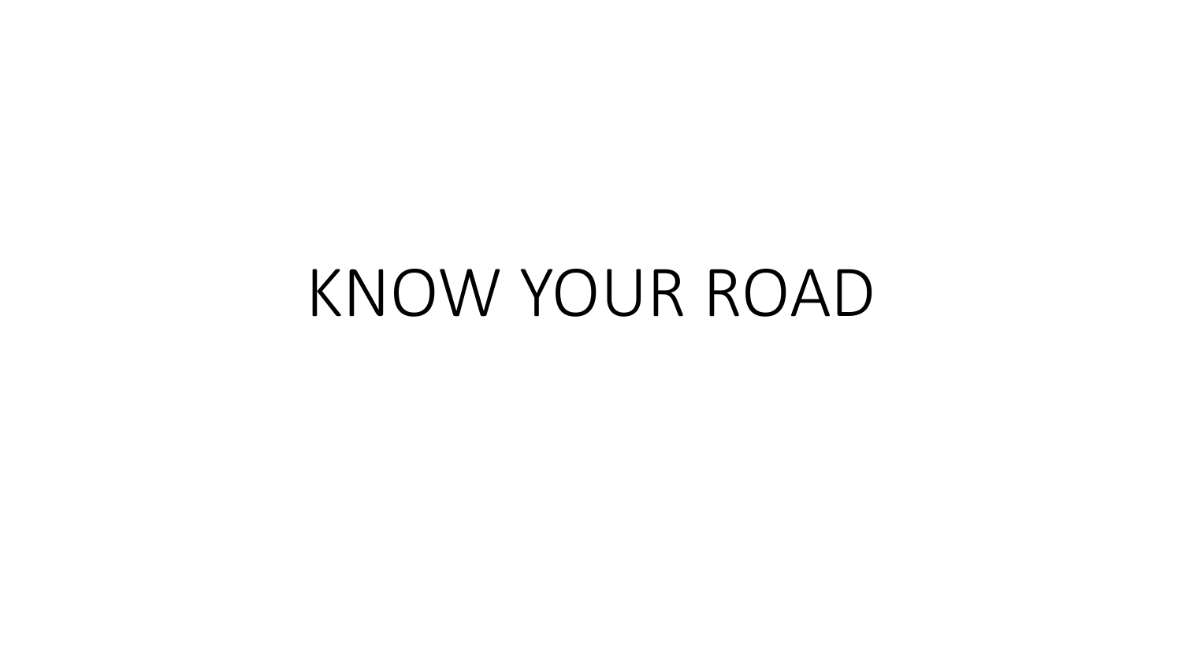# KNOW YOUR ROAD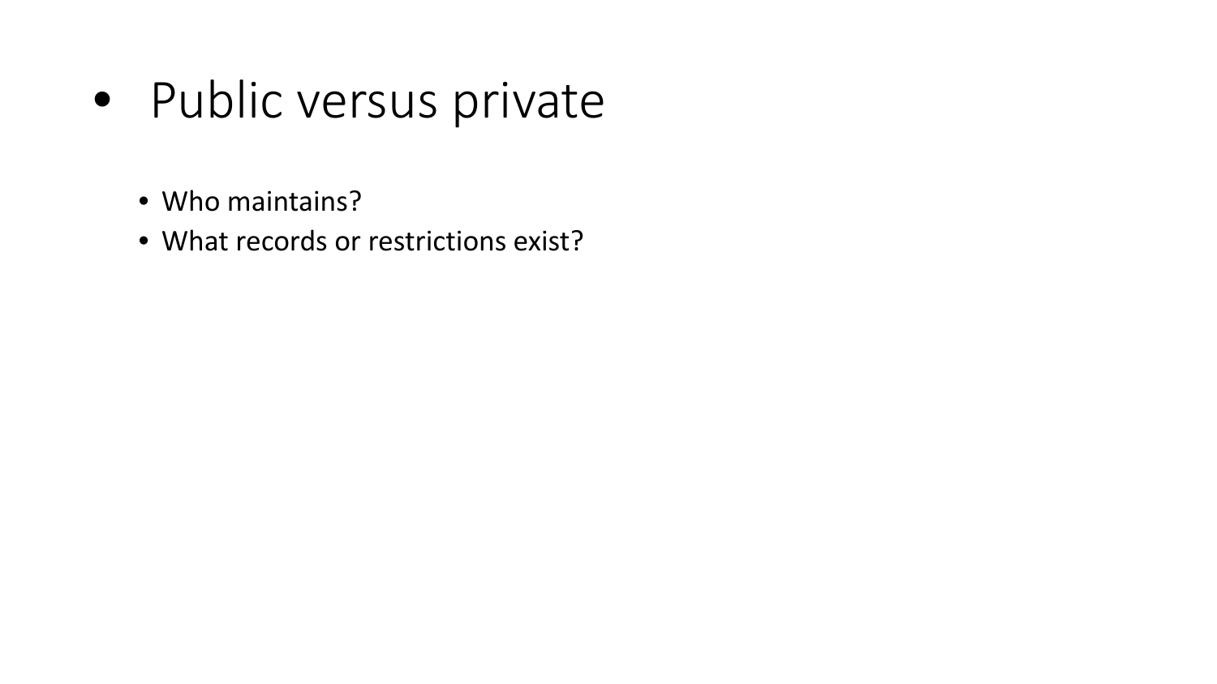- Public versus private
  - Who maintains?
  - What records or restrictions exist?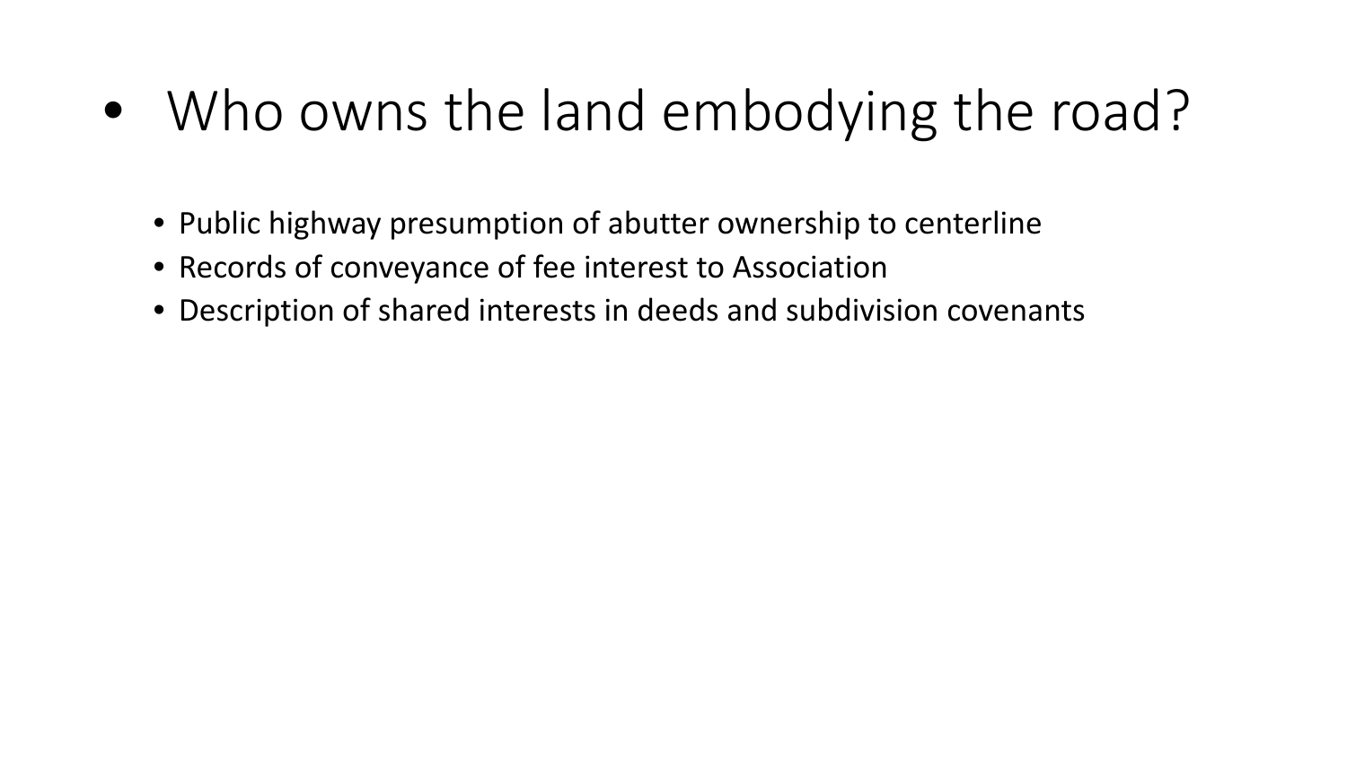- Who owns the land embodying the road?
  - Public highway presumption of abutter ownership to centerline
  - Records of conveyance of fee interest to Association
  - Description of shared interests in deeds and subdivision covenants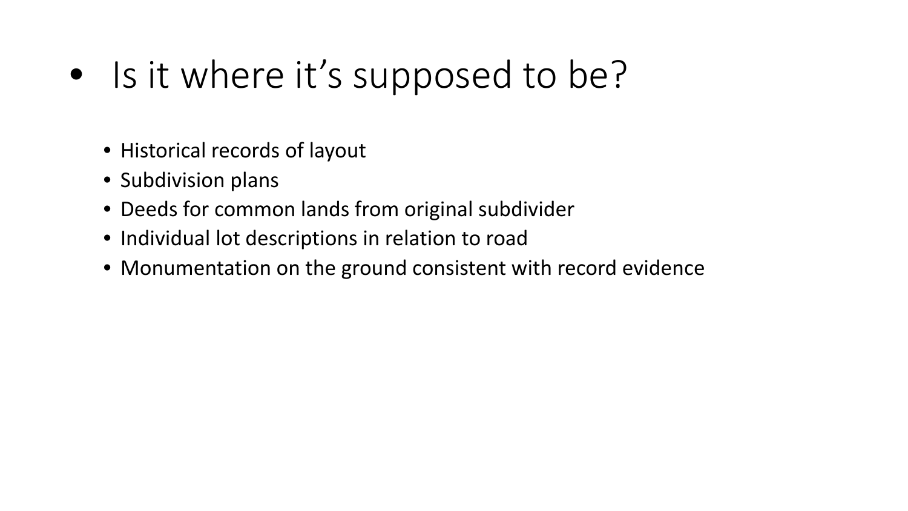- Is it where it's supposed to be?
  - Historical records of layout
  - Subdivision plans
  - Deeds for common lands from original subdivider
  - Individual lot descriptions in relation to road
  - Monumentation on the ground consistent with record evidence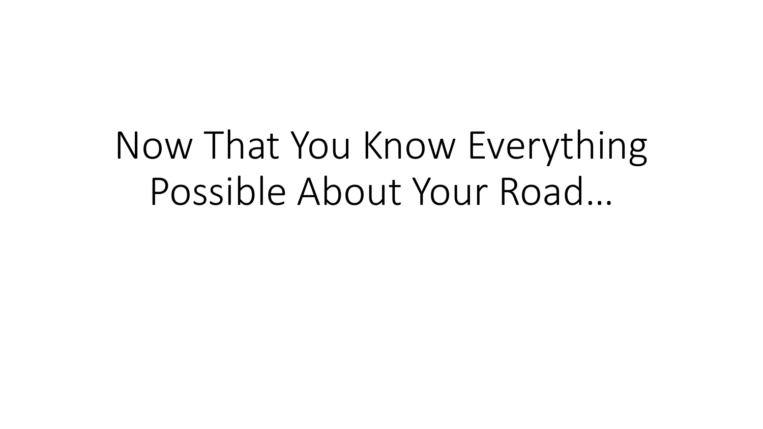# Now That You Know Everything Possible About Your Road…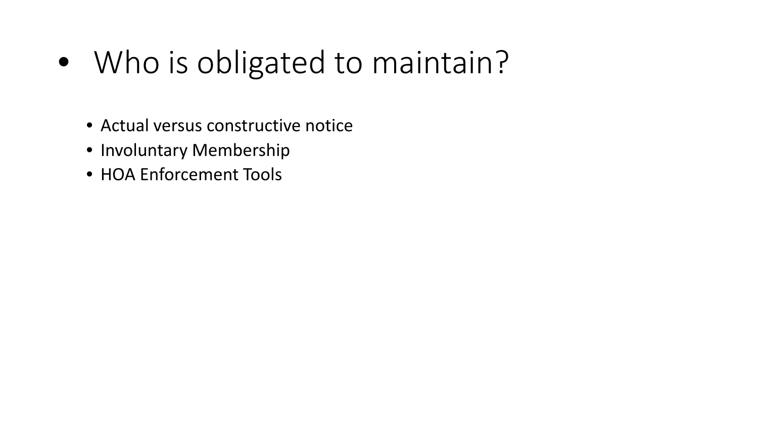- Who is obligated to maintain?
  - Actual versus constructive notice
  - Involuntary Membership
  - HOA Enforcement Tools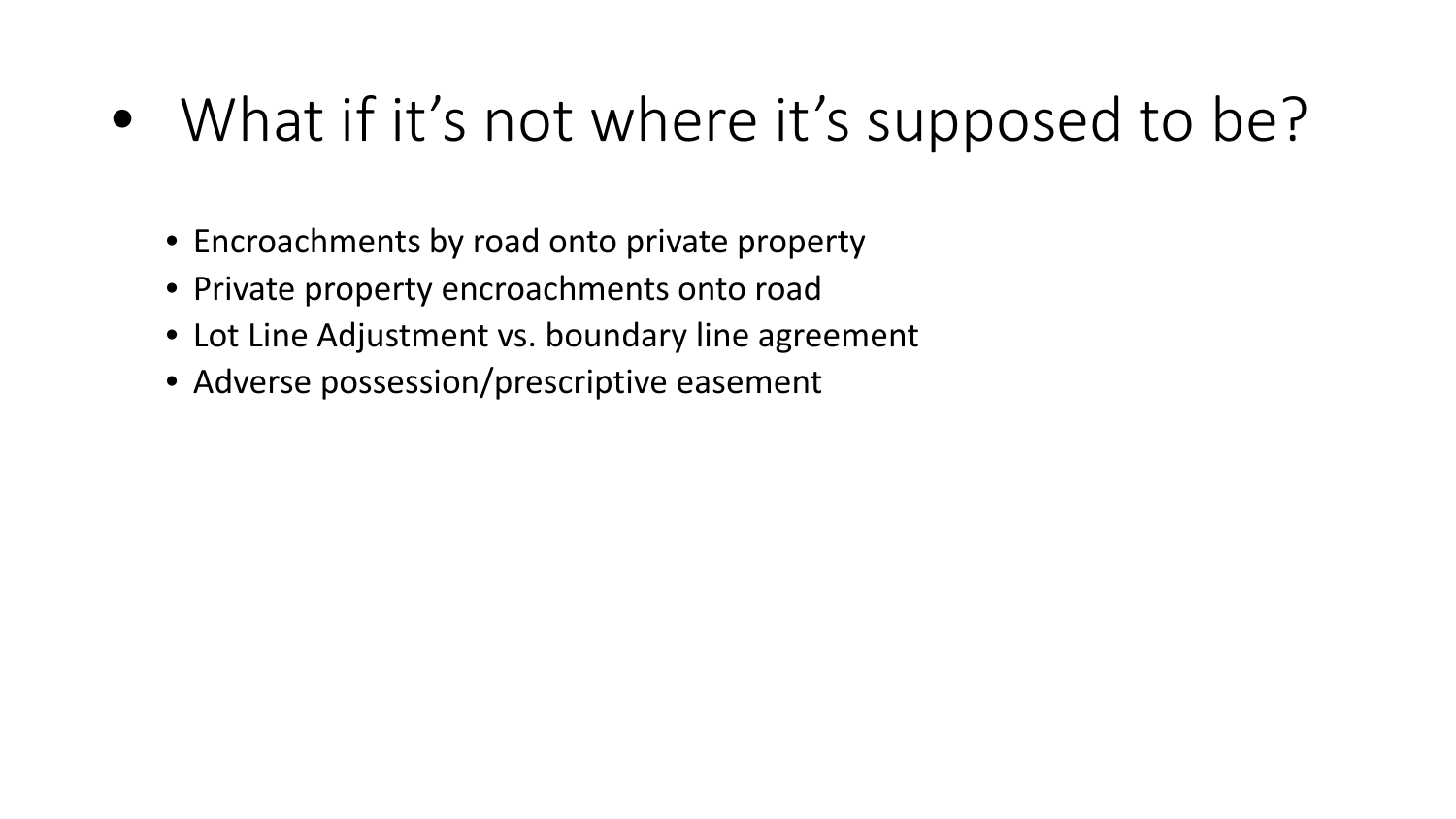- What if it's not where it's supposed to be?
  - Encroachments by road onto private property
  - Private property encroachments onto road
  - Lot Line Adjustment vs. boundary line agreement
  - Adverse possession/prescriptive easement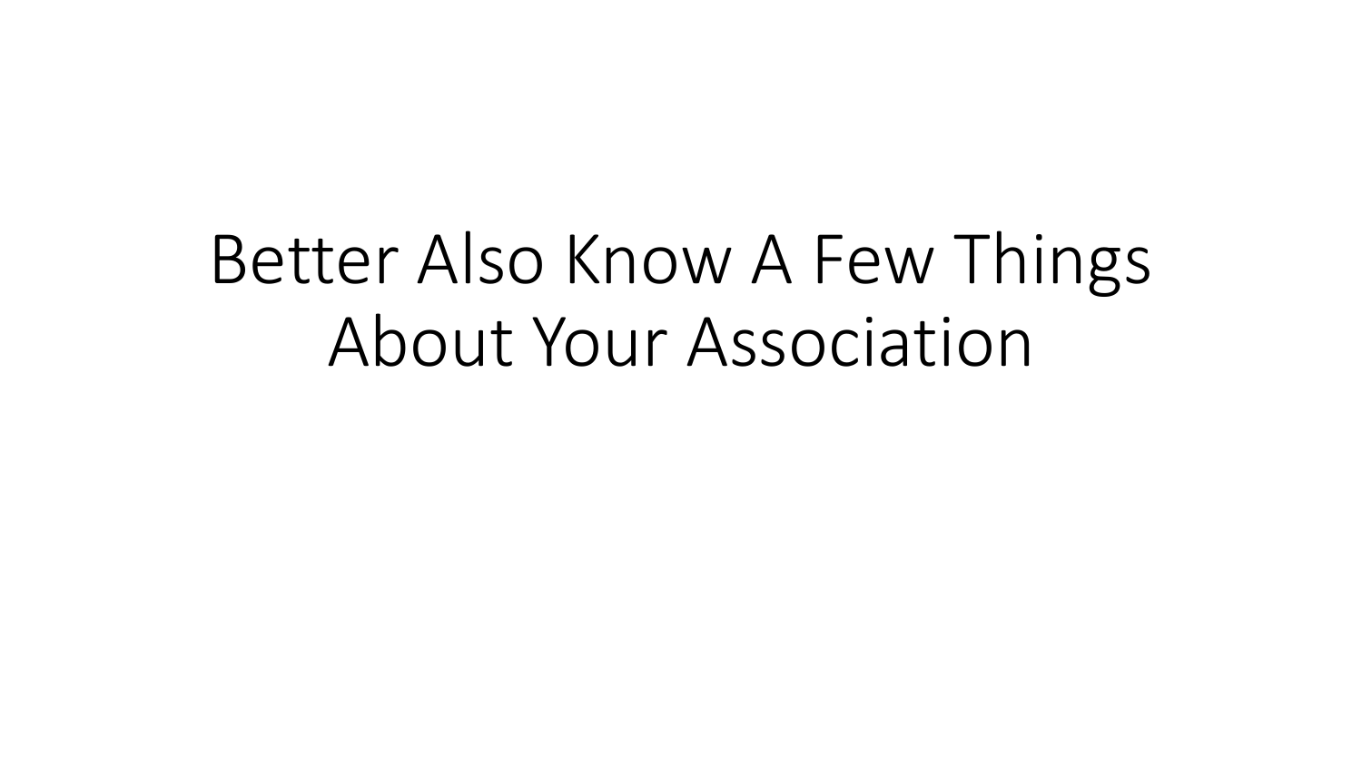# Better Also Know A Few Things About Your Association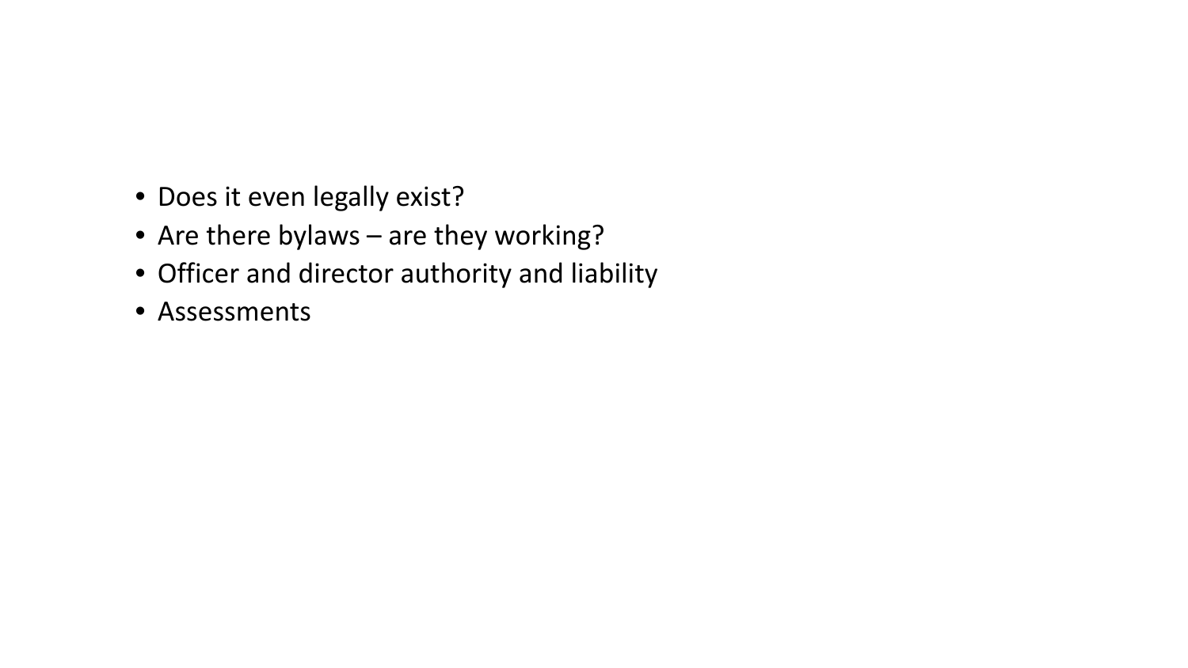- Does it even legally exist?
- Are there bylaws – are they working?
- Officer and director authority and liability
- Assessments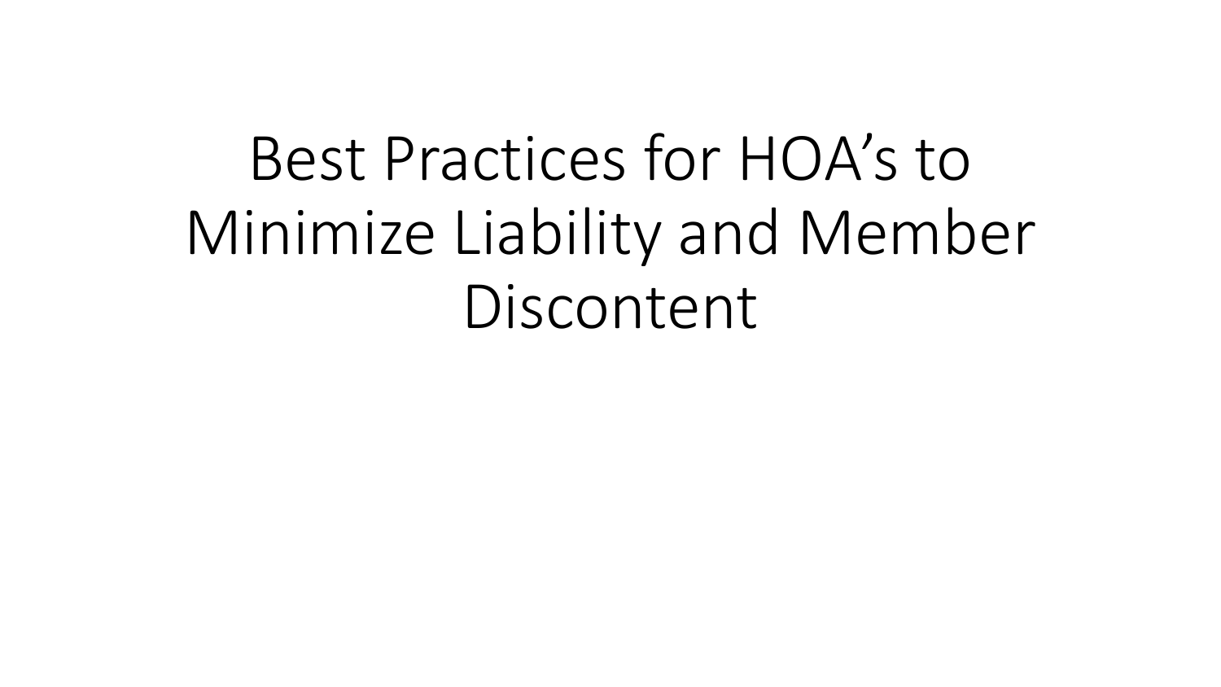# Best Practices for HOA's to Minimize Liability and Member Discontent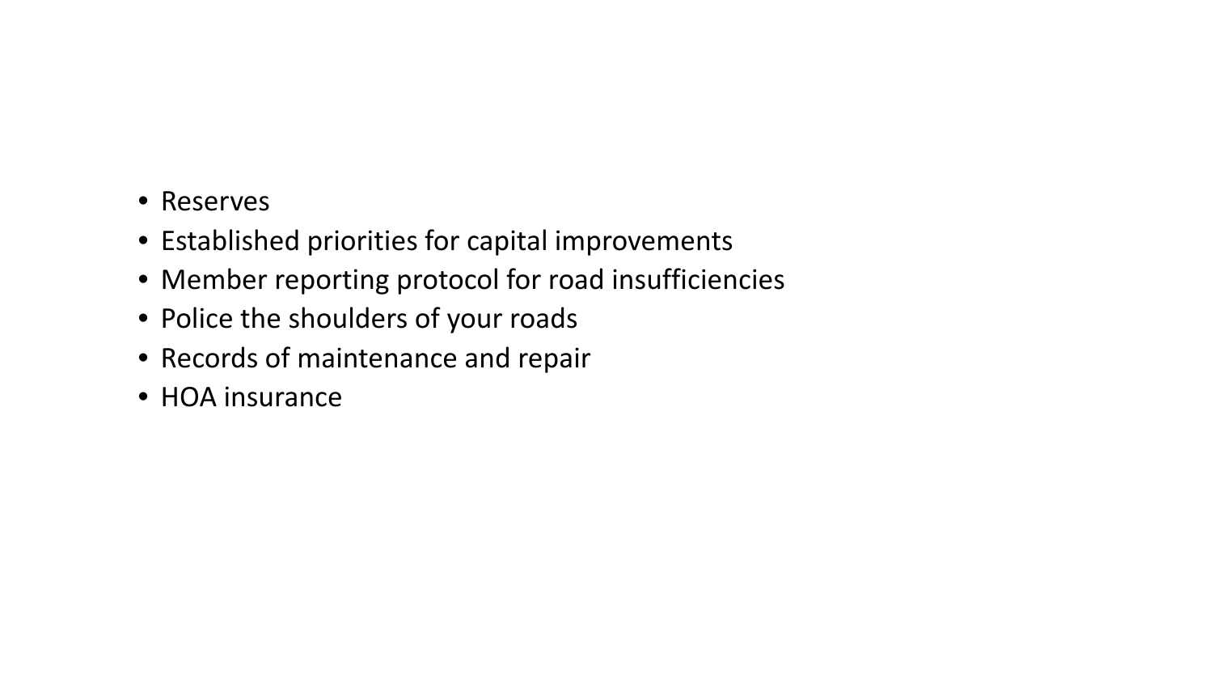- Reserves
- Established priorities for capital improvements
- Member reporting protocol for road insufficiencies
- Police the shoulders of your roads
- Records of maintenance and repair
- HOA insurance